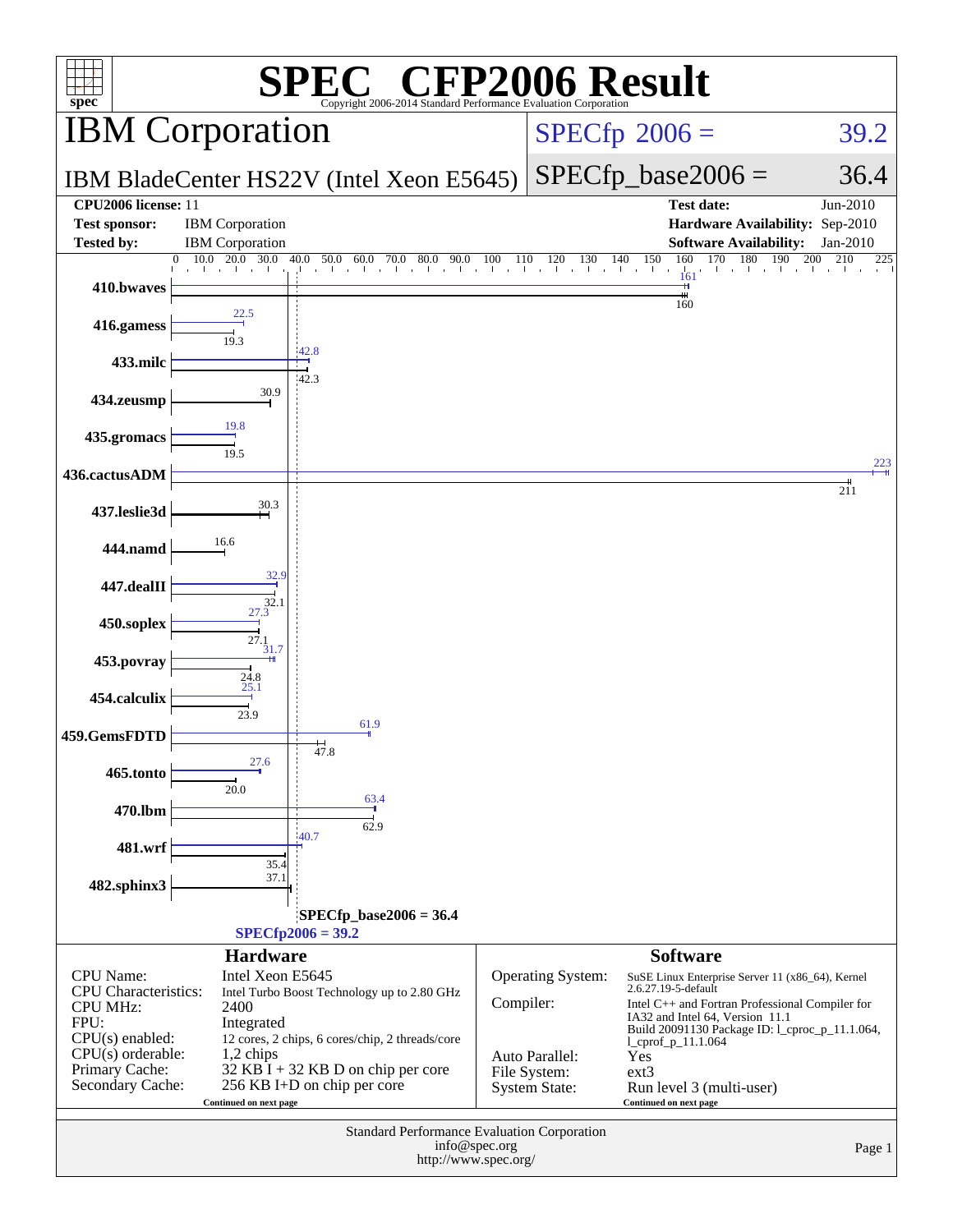# SPEC CFP2006 Result

Copyright 2006-2014 Standard Performance Evaluation Corporation

## IBM Corporation

IBM BladeCenter HS22V (Intel Xeon E5645)

SPECfp 2006 = 39.2

SPECfp_base2006 = 36.4

**CPU2006 license:** 11
**Test sponsor:** IBM Corporation
**Tested by:** IBM Corporation

**Test date:** Jun-2010
**Hardware Availability:** Sep-2010
**Software Availability:** Jan-2010

0 10.0 20.0 30.0 40.0 50.0 60.0 70.0 80.0 90.0 100 110 120 130 140 150 160 170 180 190 200 210 225

410.bwaves 161 160
416.gamess 22.5 19.3
433.milc 42.8 42.3
434.zeusmp 30.9
435.gromacs 19.8 19.5
436.cactusADM 223 211
437.leslie3d 30.3
444.namd 16.6
447.dealII 32.9 32.1
450.soplex 27.3 27.1
453.povray 31.7 24.8
454.calculix 25.1 23.9
459.GemsFDTD 61.9 47.8
465.tonto 27.6 20.0
470.lbm 63.4 62.9
481.wrf 40.7 35.4
482.sphinx3 37.1

SPECfp_base2006 = 36.4
SPECfp2006 = 39.2

### Hardware

| | |
|---|---|
| CPU Name: | Intel Xeon E5645 |
| CPU Characteristics: | Intel Turbo Boost Technology up to 2.80 GHz |
| CPU MHz: | 2400 |
| FPU: | Integrated |
| CPU(s) enabled: | 12 cores, 2 chips, 6 cores/chip, 2 threads/core |
| CPU(s) orderable: | 1,2 chips |
| Primary Cache: | 32 KB I + 32 KB D on chip per core |
| Secondary Cache: | 256 KB I+D on chip per core |

Continued on next page

### Software

| | |
|---|---|
| Operating System: | SuSE Linux Enterprise Server 11 (x86_64), Kernel 2.6.27.19-5-default |
| Compiler: | Intel C++ and Fortran Professional Compiler for IA32 and Intel 64, Version 11.1 Build 20091130 Package ID: l_cproc_p_11.1.064, l_cprof_p_11.1.064 |
| Auto Parallel: | Yes |
| File System: | ext3 |
| System State: | Run level 3 (multi-user) |

Continued on next page

Standard Performance Evaluation Corporation
info@spec.org
http://www.spec.org/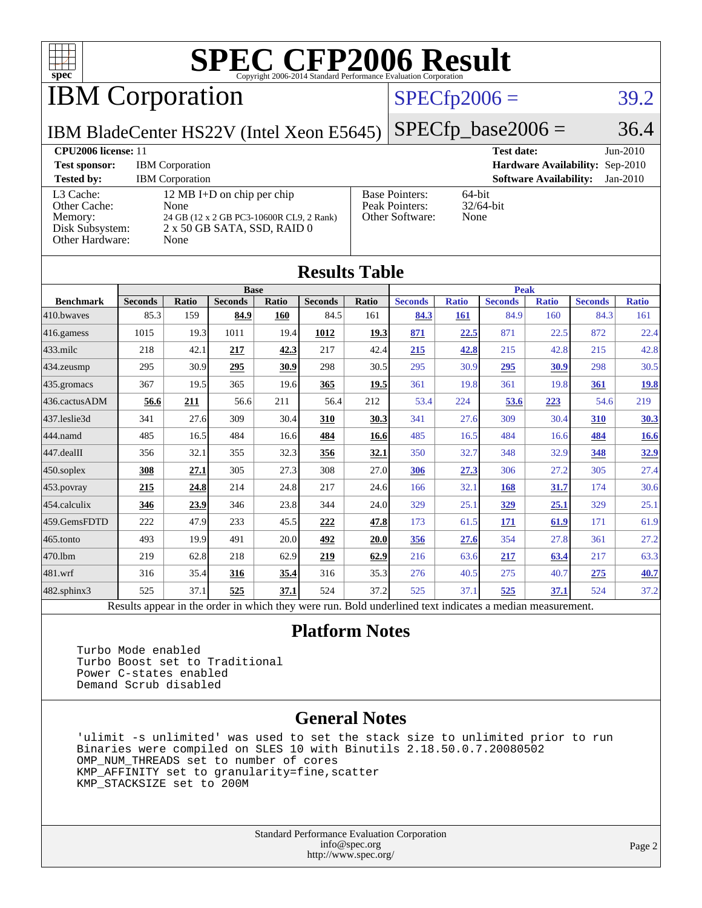# SPEC CFP2006 Result

Copyright 2006-2014 Standard Performance Evaluation Corporation

# IBM Corporation

IBM BladeCenter HS22V (Intel Xeon E5645)

SPECfp2006 = 39.2

SPECfp_base2006 = 36.4

| | | | |
|---|---|---|---|
| **CPU2006 license:** 11 | | **Test date:** | Jun-2010 |
| **Test sponsor:** | IBM Corporation | **Hardware Availability:** | Sep-2010 |
| **Tested by:** | IBM Corporation | **Software Availability:** | Jan-2010 |

| | | | |
|---|---|---|---|
| L3 Cache: | 12 MB I+D on chip per chip | Base Pointers: | 64-bit |
| Other Cache: | None | Peak Pointers: | 32/64-bit |
| Memory: | 24 GB (12 x 2 GB PC3-10600R CL9, 2 Rank) | Other Software: | None |
| Disk Subsystem: | 2 x 50 GB SATA, SSD, RAID 0 | | |
| Other Hardware: | None | | |

## Results Table

| | Base | | | | | | Peak | | | | | |
|---|---|---|---|---|---|---|---|---|---|---|---|---|
| **Benchmark** | **Seconds** | **Ratio** | **Seconds** | **Ratio** | **Seconds** | **Ratio** | **Seconds** | **Ratio** | **Seconds** | **Ratio** | **Seconds** | **Ratio** |
| 410.bwaves | 85.3 | 159 | **84.9** | **160** | 84.5 | 161 | **84.3** | **161** | 84.9 | 160 | 84.3 | 161 |
| 416.gamess | 1015 | 19.3 | 1011 | 19.4 | **1012** | **19.3** | **871** | **22.5** | 871 | 22.5 | 872 | 22.4 |
| 433.milc | 218 | 42.1 | **217** | **42.3** | 217 | 42.4 | **215** | **42.8** | 215 | 42.8 | 215 | 42.8 |
| 434.zeusmp | 295 | 30.9 | **295** | **30.9** | 298 | 30.5 | 295 | 30.9 | **295** | **30.9** | 298 | 30.5 |
| 435.gromacs | 367 | 19.5 | 365 | 19.6 | **365** | **19.5** | 361 | 19.8 | 361 | 19.8 | **361** | **19.8** |
| 436.cactusADM | **56.6** | **211** | 56.6 | 211 | 56.4 | 212 | 53.4 | 224 | **53.6** | **223** | 54.6 | 219 |
| 437.leslie3d | 341 | 27.6 | 309 | 30.4 | **310** | **30.3** | 341 | 27.6 | 309 | 30.4 | **310** | **30.3** |
| 444.namd | 485 | 16.5 | 484 | 16.6 | **484** | **16.6** | 485 | 16.5 | 484 | 16.6 | **484** | **16.6** |
| 447.dealII | 356 | 32.1 | 355 | 32.3 | **356** | **32.1** | 350 | 32.7 | 348 | 32.9 | **348** | **32.9** |
| 450.soplex | **308** | **27.1** | 305 | 27.3 | 308 | 27.0 | **306** | **27.3** | 306 | 27.2 | 305 | 27.4 |
| 453.povray | **215** | **24.8** | 214 | 24.8 | 217 | 24.6 | 166 | 32.1 | **168** | **31.7** | 174 | 30.6 |
| 454.calculix | **346** | **23.9** | 346 | 23.8 | 344 | 24.0 | 329 | 25.1 | **329** | **25.1** | 329 | 25.1 |
| 459.GemsFDTD | 222 | 47.9 | 233 | 45.5 | **222** | **47.8** | 173 | 61.5 | **171** | **61.9** | 171 | 61.9 |
| 465.tonto | 493 | 19.9 | 491 | 20.0 | **492** | **20.0** | **356** | **27.6** | 354 | 27.8 | 361 | 27.2 |
| 470.lbm | 219 | 62.8 | 218 | 62.9 | **219** | **62.9** | 216 | 63.6 | **217** | **63.4** | 217 | 63.3 |
| 481.wrf | 316 | 35.4 | **316** | **35.4** | 316 | 35.3 | 276 | 40.5 | 275 | 40.7 | **275** | **40.7** |
| 482.sphinx3 | 525 | 37.1 | **525** | **37.1** | 524 | 37.2 | 525 | 37.1 | **525** | **37.1** | 524 | 37.2 |

Results appear in the order in which they were run. Bold underlined text indicates a median measurement.

## Platform Notes

```
Turbo Mode enabled
Turbo Boost set to Traditional
Power C-states enabled
Demand Scrub disabled
```

## General Notes

```
'ulimit -s unlimited' was used to set the stack size to unlimited prior to run
Binaries were compiled on SLES 10 with Binutils 2.18.50.0.7.20080502
OMP_NUM_THREADS set to number of cores
KMP_AFFINITY set to granularity=fine,scatter
KMP_STACKSIZE set to 200M
```

Standard Performance Evaluation Corporation
info@spec.org
http://www.spec.org/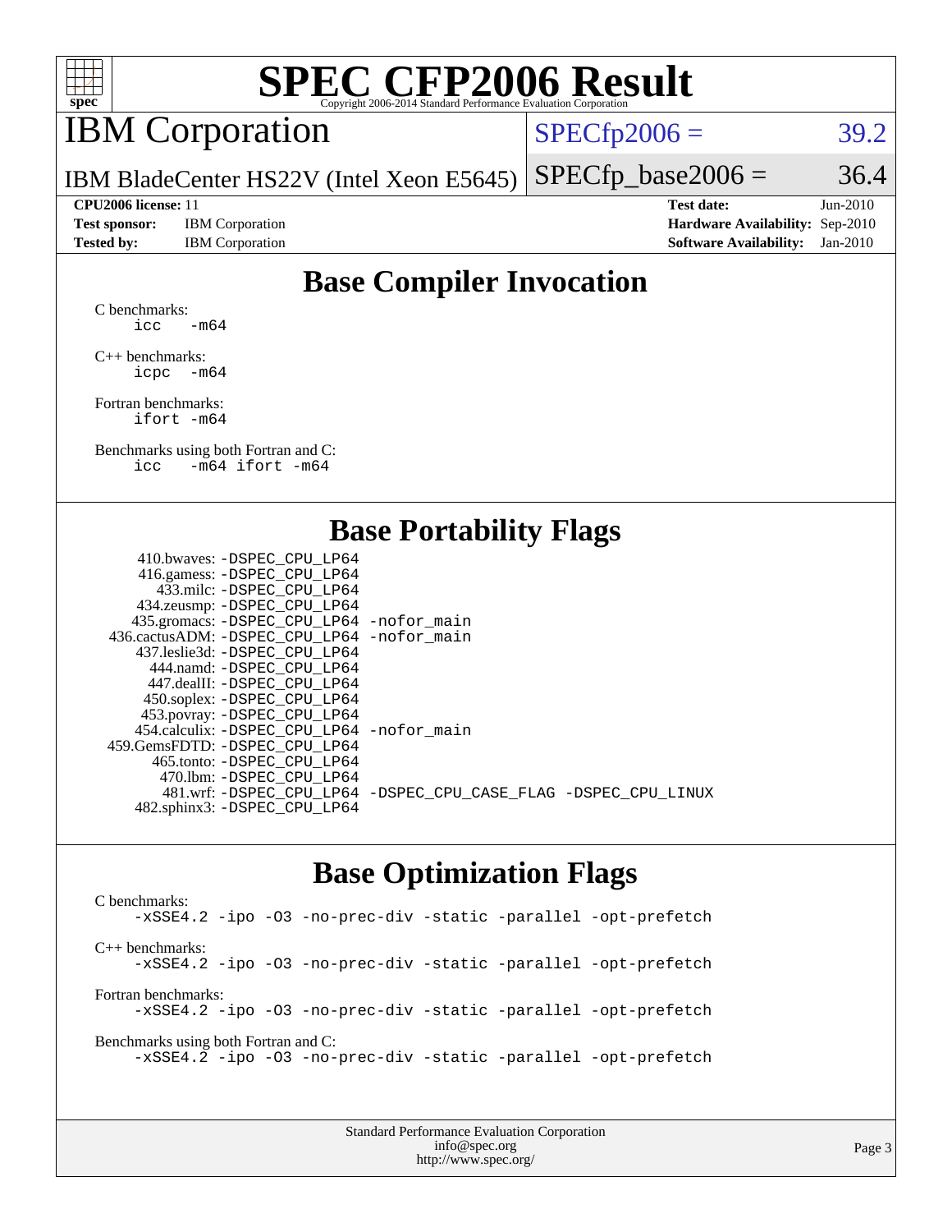# SPEC CFP2006 Result

Copyright 2006-2014 Standard Performance Evaluation Corporation

## IBM Corporation

IBM BladeCenter HS22V (Intel Xeon E5645)

SPECfp2006 = 39.2

SPECfp_base2006 = 36.4

| | | | |
|---|---|---|---|
| **CPU2006 license:** 11 | | **Test date:** | Jun-2010 |
| **Test sponsor:** | IBM Corporation | **Hardware Availability:** | Sep-2010 |
| **Tested by:** | IBM Corporation | **Software Availability:** | Jan-2010 |

## Base Compiler Invocation

C benchmarks:
```
icc   -m64
```

C++ benchmarks:
```
icpc  -m64
```

Fortran benchmarks:
```
ifort -m64
```

Benchmarks using both Fortran and C:
```
icc   -m64 ifort -m64
```

## Base Portability Flags

```
    410.bwaves: -DSPEC_CPU_LP64
    416.gamess: -DSPEC_CPU_LP64
      433.milc: -DSPEC_CPU_LP64
    434.zeusmp: -DSPEC_CPU_LP64
   435.gromacs: -DSPEC_CPU_LP64 -nofor_main
436.cactusADM: -DSPEC_CPU_LP64 -nofor_main
   437.leslie3d: -DSPEC_CPU_LP64
     444.namd: -DSPEC_CPU_LP64
    447.dealII: -DSPEC_CPU_LP64
    450.soplex: -DSPEC_CPU_LP64
    453.povray: -DSPEC_CPU_LP64
  454.calculix: -DSPEC_CPU_LP64 -nofor_main
 459.GemsFDTD: -DSPEC_CPU_LP64
     465.tonto: -DSPEC_CPU_LP64
       470.lbm: -DSPEC_CPU_LP64
       481.wrf: -DSPEC_CPU_LP64 -DSPEC_CPU_CASE_FLAG -DSPEC_CPU_LINUX
   482.sphinx3: -DSPEC_CPU_LP64
```

## Base Optimization Flags

C benchmarks:
```
-xSSE4.2 -ipo -O3 -no-prec-div -static -parallel -opt-prefetch
```

C++ benchmarks:
```
-xSSE4.2 -ipo -O3 -no-prec-div -static -parallel -opt-prefetch
```

Fortran benchmarks:
```
-xSSE4.2 -ipo -O3 -no-prec-div -static -parallel -opt-prefetch
```

Benchmarks using both Fortran and C:
```
-xSSE4.2 -ipo -O3 -no-prec-div -static -parallel -opt-prefetch
```

Standard Performance Evaluation Corporation
info@spec.org
http://www.spec.org/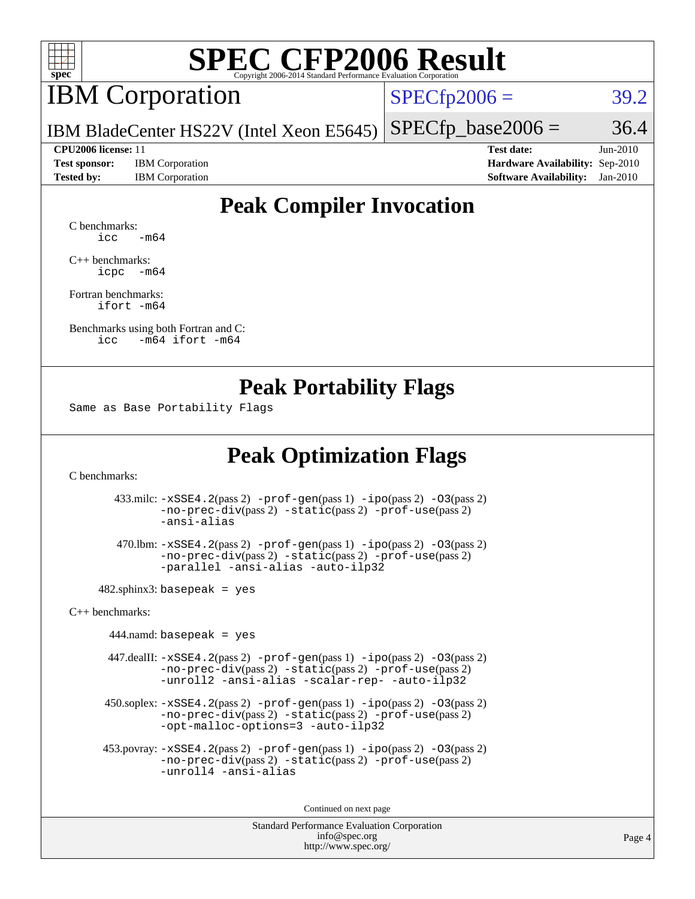# SPEC CFP2006 Result

Copyright 2006-2014 Standard Performance Evaluation Corporation

## IBM Corporation

IBM BladeCenter HS22V (Intel Xeon E5645)

SPECfp2006 = 39.2

SPECfp_base2006 = 36.4

| | | | |
|---|---|---|---|
| **CPU2006 license:** 11 | | **Test date:** | Jun-2010 |
| **Test sponsor:** | IBM Corporation | **Hardware Availability:** | Sep-2010 |
| **Tested by:** | IBM Corporation | **Software Availability:** | Jan-2010 |

## Peak Compiler Invocation

C benchmarks:
```
icc   -m64
```

C++ benchmarks:
```
icpc  -m64
```

Fortran benchmarks:
```
ifort -m64
```

Benchmarks using both Fortran and C:
```
icc   -m64 ifort -m64
```

## Peak Portability Flags

Same as Base Portability Flags

## Peak Optimization Flags

C benchmarks:

433.milc: -xSSE4.2(pass 2) -prof-gen(pass 1) -ipo(pass 2) -O3(pass 2) -no-prec-div(pass 2) -static(pass 2) -prof-use(pass 2) -ansi-alias

470.lbm: -xSSE4.2(pass 2) -prof-gen(pass 1) -ipo(pass 2) -O3(pass 2) -no-prec-div(pass 2) -static(pass 2) -prof-use(pass 2) -parallel -ansi-alias -auto-ilp32

482.sphinx3: basepeak = yes

C++ benchmarks:

444.namd: basepeak = yes

447.dealII: -xSSE4.2(pass 2) -prof-gen(pass 1) -ipo(pass 2) -O3(pass 2) -no-prec-div(pass 2) -static(pass 2) -prof-use(pass 2) -unroll2 -ansi-alias -scalar-rep- -auto-ilp32

450.soplex: -xSSE4.2(pass 2) -prof-gen(pass 1) -ipo(pass 2) -O3(pass 2) -no-prec-div(pass 2) -static(pass 2) -prof-use(pass 2) -opt-malloc-options=3 -auto-ilp32

453.povray: -xSSE4.2(pass 2) -prof-gen(pass 1) -ipo(pass 2) -O3(pass 2) -no-prec-div(pass 2) -static(pass 2) -prof-use(pass 2) -unroll4 -ansi-alias

Continued on next page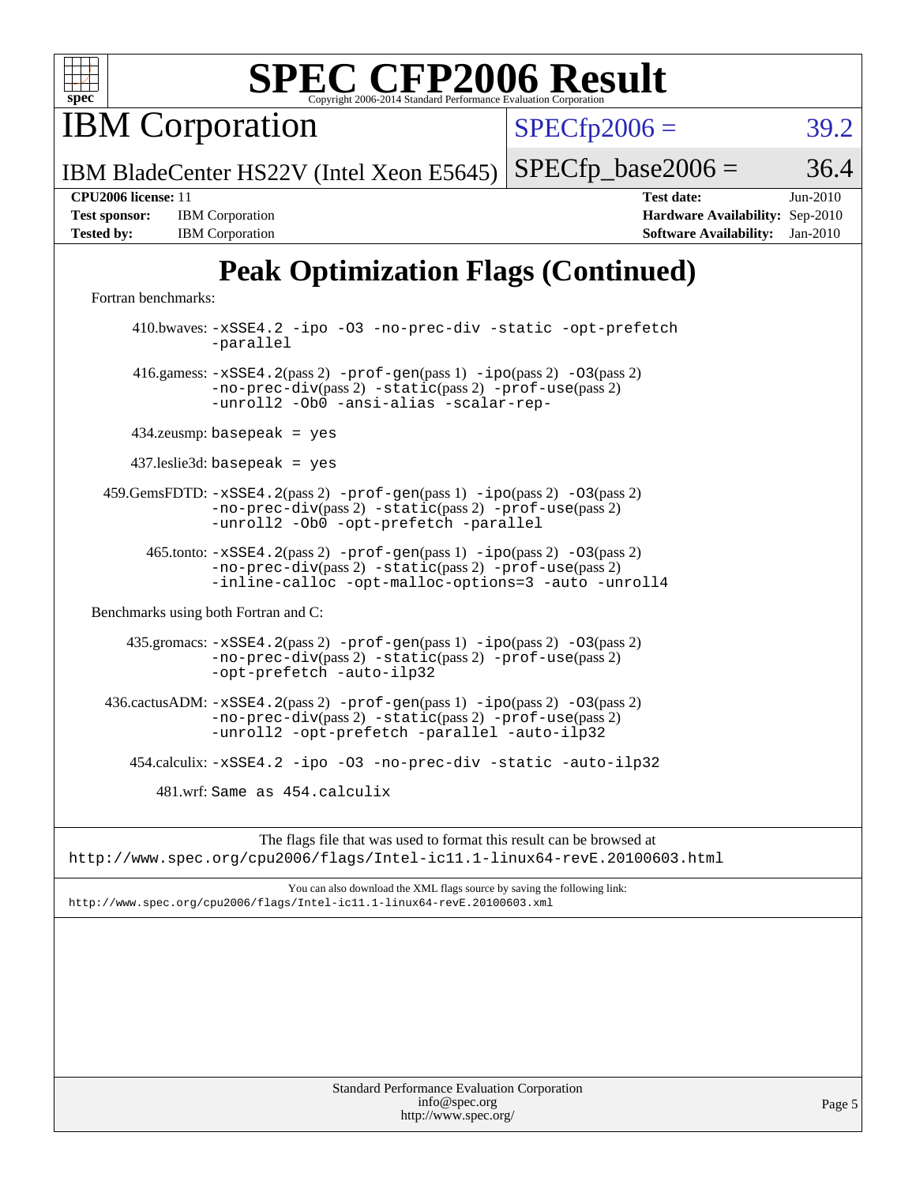# SPEC CFP2006 Result

Copyright 2006-2014 Standard Performance Evaluation Corporation

## IBM Corporation

IBM BladeCenter HS22V (Intel Xeon E5645)

SPECfp2006 = 39.2

SPECfp_base2006 = 36.4

| | | | |
|---|---|---|---|
| **CPU2006 license:** 11 | | **Test date:** | Jun-2010 |
| **Test sponsor:** | IBM Corporation | **Hardware Availability:** | Sep-2010 |
| **Tested by:** | IBM Corporation | **Software Availability:** | Jan-2010 |

## Peak Optimization Flags (Continued)

Fortran benchmarks:

410.bwaves: `-xSSE4.2 -ipo -O3 -no-prec-div -static -opt-prefetch -parallel`

416.gamess: `-xSSE4.2`(pass 2) `-prof-gen`(pass 1) `-ipo`(pass 2) `-O3`(pass 2) `-no-prec-div`(pass 2) `-static`(pass 2) `-prof-use`(pass 2) `-unroll2 -Ob0 -ansi-alias -scalar-rep-`

434.zeusmp: `basepeak = yes`

437.leslie3d: `basepeak = yes`

459.GemsFDTD: `-xSSE4.2`(pass 2) `-prof-gen`(pass 1) `-ipo`(pass 2) `-O3`(pass 2) `-no-prec-div`(pass 2) `-static`(pass 2) `-prof-use`(pass 2) `-unroll2 -Ob0 -opt-prefetch -parallel`

465.tonto: `-xSSE4.2`(pass 2) `-prof-gen`(pass 1) `-ipo`(pass 2) `-O3`(pass 2) `-no-prec-div`(pass 2) `-static`(pass 2) `-prof-use`(pass 2) `-inline-calloc -opt-malloc-options=3 -auto -unroll4`

Benchmarks using both Fortran and C:

435.gromacs: `-xSSE4.2`(pass 2) `-prof-gen`(pass 1) `-ipo`(pass 2) `-O3`(pass 2) `-no-prec-div`(pass 2) `-static`(pass 2) `-prof-use`(pass 2) `-opt-prefetch -auto-ilp32`

436.cactusADM: `-xSSE4.2`(pass 2) `-prof-gen`(pass 1) `-ipo`(pass 2) `-O3`(pass 2) `-no-prec-div`(pass 2) `-static`(pass 2) `-prof-use`(pass 2) `-unroll2 -opt-prefetch -parallel -auto-ilp32`

454.calculix: `-xSSE4.2 -ipo -O3 -no-prec-div -static -auto-ilp32`

481.wrf: `Same as 454.calculix`

The flags file that was used to format this result can be browsed at
http://www.spec.org/cpu2006/flags/Intel-ic11.1-linux64-revE.20100603.html

You can also download the XML flags source by saving the following link:
http://www.spec.org/cpu2006/flags/Intel-ic11.1-linux64-revE.20100603.xml

Standard Performance Evaluation Corporation
info@spec.org
http://www.spec.org/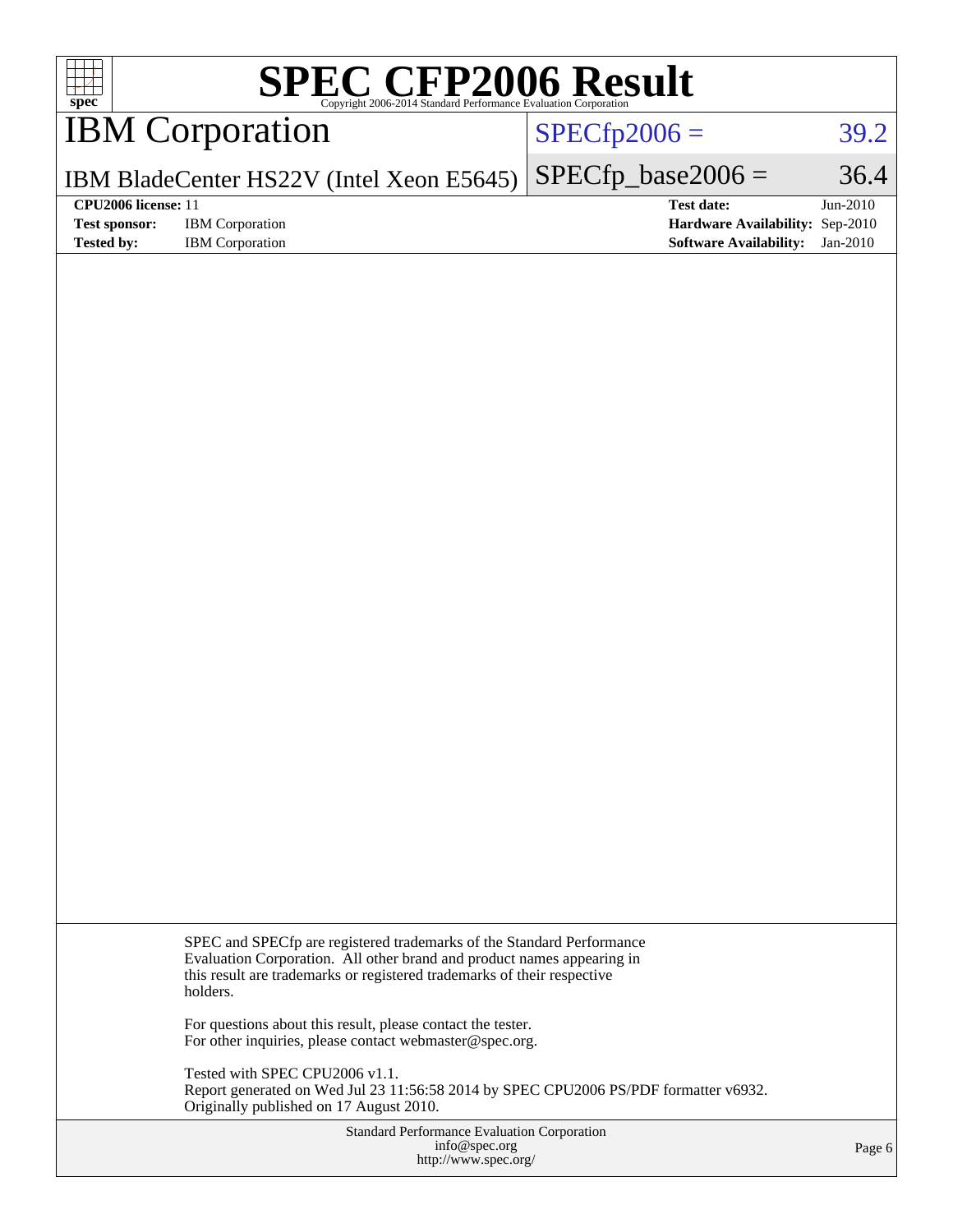SPEC and SPECfp are registered trademarks of the Standard Performance Evaluation Corporation. All other brand and product names appearing in this result are trademarks or registered trademarks of their respective holders.

For questions about this result, please contact the tester.
For other inquiries, please contact webmaster@spec.org.

Tested with SPEC CPU2006 v1.1.
Report generated on Wed Jul 23 11:56:58 2014 by SPEC CPU2006 PS/PDF formatter v6932.
Originally published on 17 August 2010.